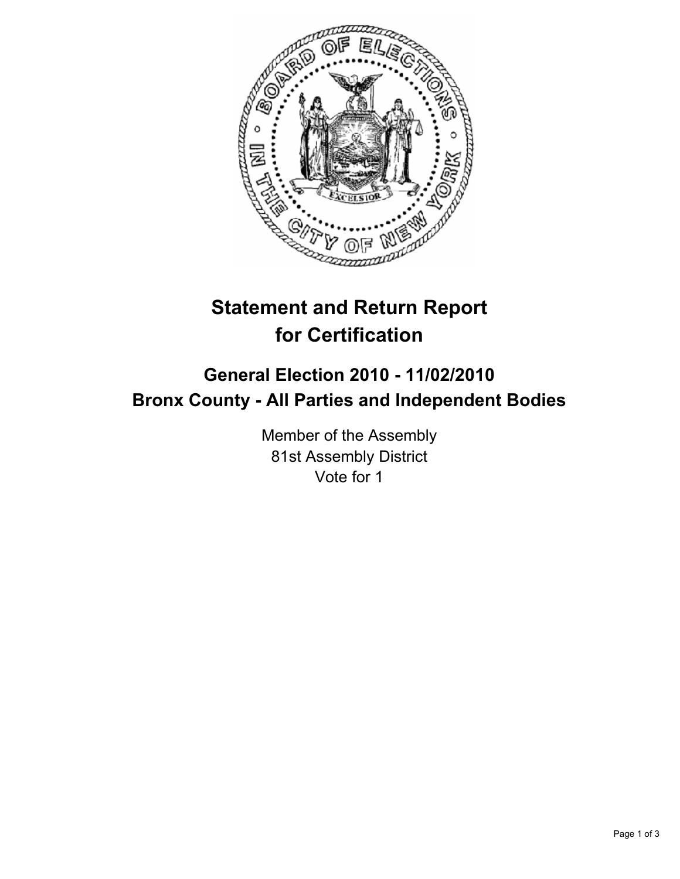# Statement and Return Report for Certification

## General Election 2010 - 11/02/2010
## Bronx County - All Parties and Independent Bodies

Member of the Assembly
81st Assembly District
Vote for 1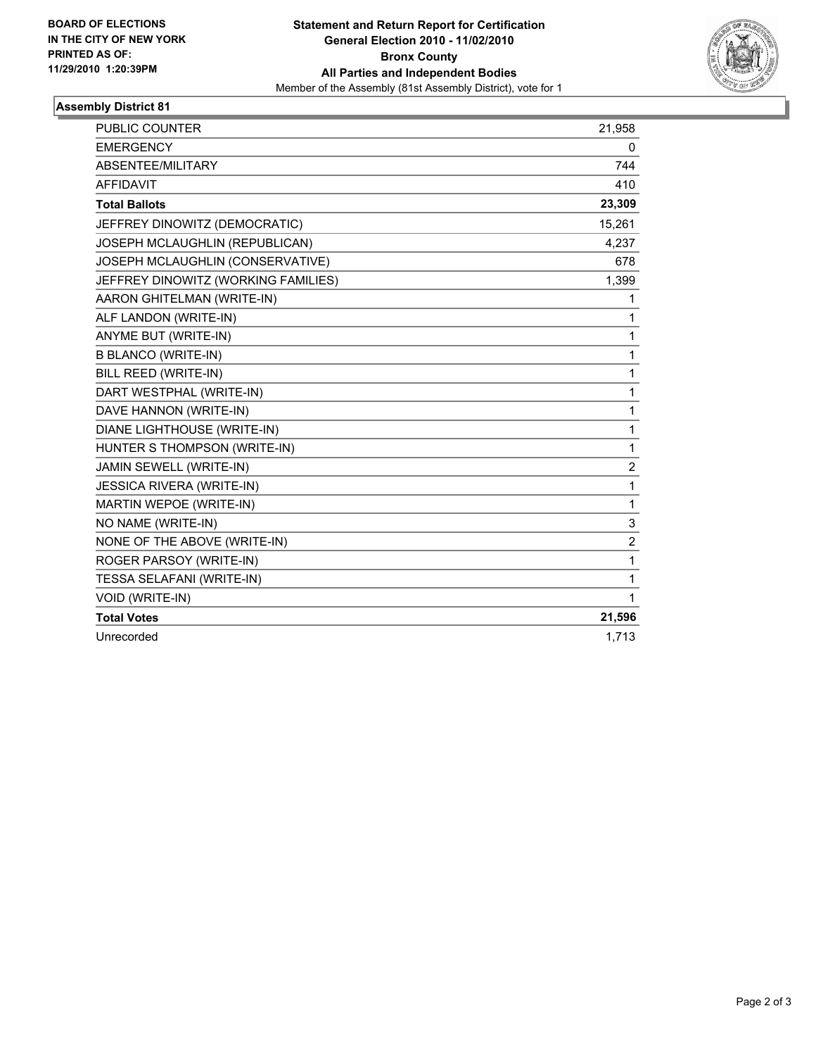**BOARD OF ELECTIONS**
**IN THE CITY OF NEW YORK**
**PRINTED AS OF:**
**11/29/2010 1:20:39PM**

**Statement and Return Report for Certification**
**General Election 2010 - 11/02/2010**
**Bronx County**
**All Parties and Independent Bodies**
Member of the Assembly (81st Assembly District), vote for 1

## Assembly District 81

| | |
|---|---|
| PUBLIC COUNTER | 21,958 |
| EMERGENCY | 0 |
| ABSENTEE/MILITARY | 744 |
| AFFIDAVIT | 410 |
| **Total Ballots** | **23,309** |
| JEFFREY DINOWITZ (DEMOCRATIC) | 15,261 |
| JOSEPH MCLAUGHLIN (REPUBLICAN) | 4,237 |
| JOSEPH MCLAUGHLIN (CONSERVATIVE) | 678 |
| JEFFREY DINOWITZ (WORKING FAMILIES) | 1,399 |
| AARON GHITELMAN (WRITE-IN) | 1 |
| ALF LANDON (WRITE-IN) | 1 |
| ANYME BUT (WRITE-IN) | 1 |
| B BLANCO (WRITE-IN) | 1 |
| BILL REED (WRITE-IN) | 1 |
| DART WESTPHAL (WRITE-IN) | 1 |
| DAVE HANNON (WRITE-IN) | 1 |
| DIANE LIGHTHOUSE (WRITE-IN) | 1 |
| HUNTER S THOMPSON (WRITE-IN) | 1 |
| JAMIN SEWELL (WRITE-IN) | 2 |
| JESSICA RIVERA (WRITE-IN) | 1 |
| MARTIN WEPOE (WRITE-IN) | 1 |
| NO NAME (WRITE-IN) | 3 |
| NONE OF THE ABOVE (WRITE-IN) | 2 |
| ROGER PARSOY (WRITE-IN) | 1 |
| TESSA SELAFANI (WRITE-IN) | 1 |
| VOID (WRITE-IN) | 1 |
| **Total Votes** | **21,596** |
| Unrecorded | 1,713 |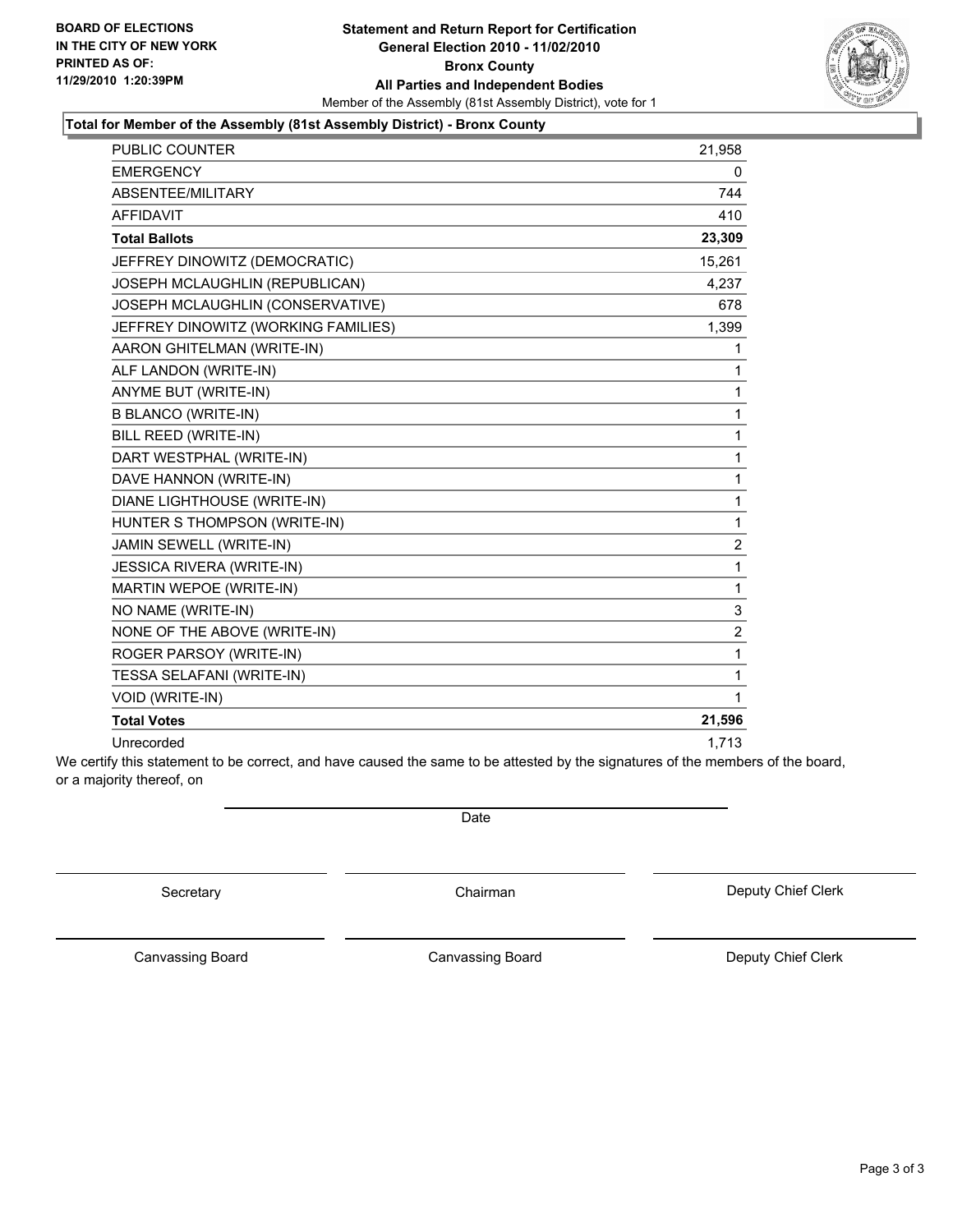**BOARD OF ELECTIONS IN THE CITY OF NEW YORK PRINTED AS OF: 11/29/2010 1:20:39PM**

# Statement and Return Report for Certification General Election 2010 - 11/02/2010 Bronx County All Parties and Independent Bodies

Member of the Assembly (81st Assembly District), vote for 1

## Total for Member of the Assembly (81st Assembly District) - Bronx County

| | |
|---|---|
| PUBLIC COUNTER | 21,958 |
| EMERGENCY | 0 |
| ABSENTEE/MILITARY | 744 |
| AFFIDAVIT | 410 |
| **Total Ballots** | **23,309** |
| JEFFREY DINOWITZ (DEMOCRATIC) | 15,261 |
| JOSEPH MCLAUGHLIN (REPUBLICAN) | 4,237 |
| JOSEPH MCLAUGHLIN (CONSERVATIVE) | 678 |
| JEFFREY DINOWITZ (WORKING FAMILIES) | 1,399 |
| AARON GHITELMAN (WRITE-IN) | 1 |
| ALF LANDON (WRITE-IN) | 1 |
| ANYME BUT (WRITE-IN) | 1 |
| B BLANCO (WRITE-IN) | 1 |
| BILL REED (WRITE-IN) | 1 |
| DART WESTPHAL (WRITE-IN) | 1 |
| DAVE HANNON (WRITE-IN) | 1 |
| DIANE LIGHTHOUSE (WRITE-IN) | 1 |
| HUNTER S THOMPSON (WRITE-IN) | 1 |
| JAMIN SEWELL (WRITE-IN) | 2 |
| JESSICA RIVERA (WRITE-IN) | 1 |
| MARTIN WEPOE (WRITE-IN) | 1 |
| NO NAME (WRITE-IN) | 3 |
| NONE OF THE ABOVE (WRITE-IN) | 2 |
| ROGER PARSOY (WRITE-IN) | 1 |
| TESSA SELAFANI (WRITE-IN) | 1 |
| VOID (WRITE-IN) | 1 |
| **Total Votes** | **21,596** |
| Unrecorded | 1,713 |

We certify this statement to be correct, and have caused the same to be attested by the signatures of the members of the board, or a majority thereof, on

Date

Secretary

Chairman

Deputy Chief Clerk

Canvassing Board

Canvassing Board

Deputy Chief Clerk